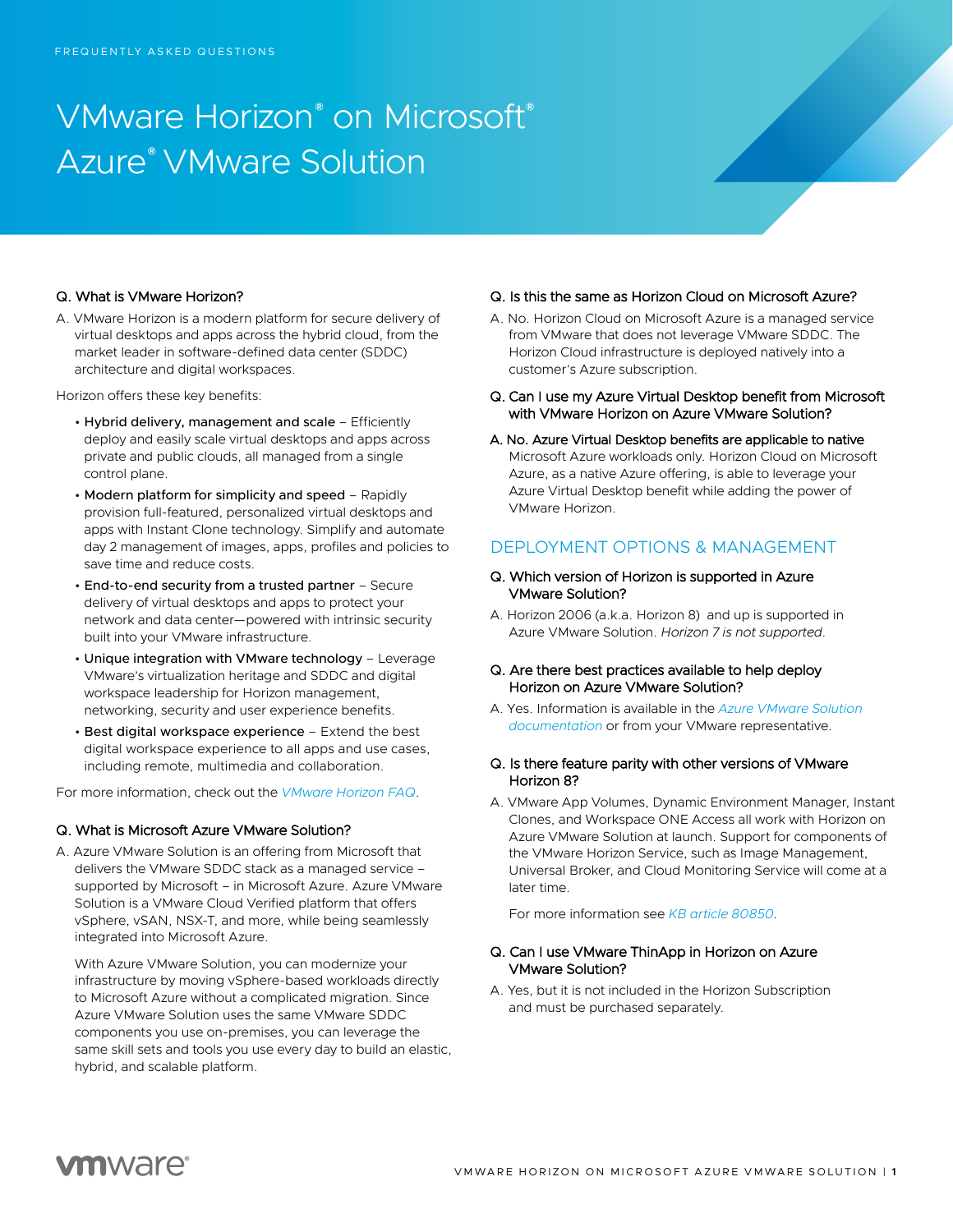FREQUENTLY ASKED QUESTIONS

# VMware Horizon® on Microsoft® Azure® VMware Solution

**Q. What is VMware Horizon?**

A. VMware Horizon is a modern platform for secure delivery of virtual desktops and apps across the hybrid cloud, from the market leader in software-defined data center (SDDC) architecture and digital workspaces.

Horizon offers these key benefits:

- **Hybrid delivery, management and scale** – Efficiently deploy and easily scale virtual desktops and apps across private and public clouds, all managed from a single control plane.
- **Modern platform for simplicity and speed** – Rapidly provision full-featured, personalized virtual desktops and apps with Instant Clone technology. Simplify and automate day 2 management of images, apps, profiles and policies to save time and reduce costs.
- **End-to-end security from a trusted partner** – Secure delivery of virtual desktops and apps to protect your network and data center—powered with intrinsic security built into your VMware infrastructure.
- **Unique integration with VMware technology** – Leverage VMware's virtualization heritage and SDDC and digital workspace leadership for Horizon management, networking, security and user experience benefits.
- **Best digital workspace experience** – Extend the best digital workspace experience to all apps and use cases, including remote, multimedia and collaboration.

For more information, check out the *VMware Horizon FAQ*.

**Q. What is Microsoft Azure VMware Solution?**

A. Azure VMware Solution is an offering from Microsoft that delivers the VMware SDDC stack as a managed service – supported by Microsoft – in Microsoft Azure. Azure VMware Solution is a VMware Cloud Verified platform that offers vSphere, vSAN, NSX-T, and more, while being seamlessly integrated into Microsoft Azure.

With Azure VMware Solution, you can modernize your infrastructure by moving vSphere-based workloads directly to Microsoft Azure without a complicated migration. Since Azure VMware Solution uses the same VMware SDDC components you use on-premises, you can leverage the same skill sets and tools you use every day to build an elastic, hybrid, and scalable platform.

**Q. Is this the same as Horizon Cloud on Microsoft Azure?**

A. No. Horizon Cloud on Microsoft Azure is a managed service from VMware that does not leverage VMware SDDC. The Horizon Cloud infrastructure is deployed natively into a customer's Azure subscription.

**Q. Can I use my Azure Virtual Desktop benefit from Microsoft with VMware Horizon on Azure VMware Solution?**

A. No. Azure Virtual Desktop benefits are applicable to native Microsoft Azure workloads only. Horizon Cloud on Microsoft Azure, as a native Azure offering, is able to leverage your Azure Virtual Desktop benefit while adding the power of VMware Horizon.

## DEPLOYMENT OPTIONS & MANAGEMENT

**Q. Which version of Horizon is supported in Azure VMware Solution?**

A. Horizon 2006 (a.k.a. Horizon 8) and up is supported in Azure VMware Solution. *Horizon 7 is not supported*.

**Q. Are there best practices available to help deploy Horizon on Azure VMware Solution?**

A. Yes. Information is available in the *Azure VMware Solution documentation* or from your VMware representative.

**Q. Is there feature parity with other versions of VMware Horizon 8?**

A. VMware App Volumes, Dynamic Environment Manager, Instant Clones, and Workspace ONE Access all work with Horizon on Azure VMware Solution at launch. Support for components of the VMware Horizon Service, such as Image Management, Universal Broker, and Cloud Monitoring Service will come at a later time.

For more information see *KB article 80850*.

**Q. Can I use VMware ThinApp in Horizon on Azure VMware Solution?**

A. Yes, but it is not included in the Horizon Subscription and must be purchased separately.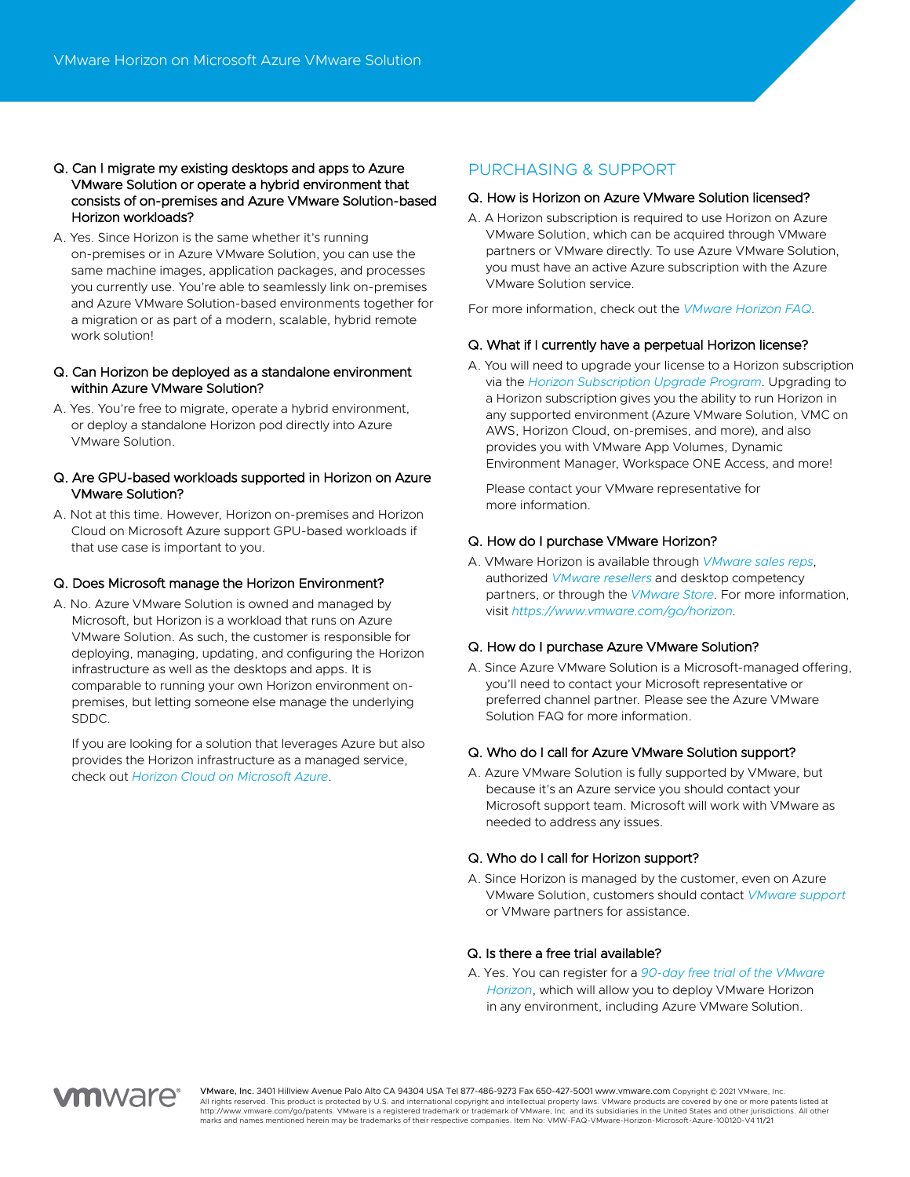**Q. Can I migrate my existing desktops and apps to Azure VMware Solution or operate a hybrid environment that consists of on-premises and Azure VMware Solution-based Horizon workloads?**

A. Yes. Since Horizon is the same whether it's running on-premises or in Azure VMware Solution, you can use the same machine images, application packages, and processes you currently use. You're able to seamlessly link on-premises and Azure VMware Solution-based environments together for a migration or as part of a modern, scalable, hybrid remote work solution!

**Q. Can Horizon be deployed as a standalone environment within Azure VMware Solution?**

A. Yes. You're free to migrate, operate a hybrid environment, or deploy a standalone Horizon pod directly into Azure VMware Solution.

**Q. Are GPU-based workloads supported in Horizon on Azure VMware Solution?**

A. Not at this time. However, Horizon on-premises and Horizon Cloud on Microsoft Azure support GPU-based workloads if that use case is important to you.

**Q. Does Microsoft manage the Horizon Environment?**

A. No. Azure VMware Solution is owned and managed by Microsoft, but Horizon is a workload that runs on Azure VMware Solution. As such, the customer is responsible for deploying, managing, updating, and configuring the Horizon infrastructure as well as the desktops and apps. It is comparable to running your own Horizon environment on-premises, but letting someone else manage the underlying SDDC.

If you are looking for a solution that leverages Azure but also provides the Horizon infrastructure as a managed service, check out *Horizon Cloud on Microsoft Azure*.

## PURCHASING & SUPPORT

**Q. How is Horizon on Azure VMware Solution licensed?**

A. A Horizon subscription is required to use Horizon on Azure VMware Solution, which can be acquired through VMware partners or VMware directly. To use Azure VMware Solution, you must have an active Azure subscription with the Azure VMware Solution service.

For more information, check out the *VMware Horizon FAQ*.

**Q. What if I currently have a perpetual Horizon license?**

A. You will need to upgrade your license to a Horizon subscription via the *Horizon Subscription Upgrade Program*. Upgrading to a Horizon subscription gives you the ability to run Horizon in any supported environment (Azure VMware Solution, VMC on AWS, Horizon Cloud, on-premises, and more), and also provides you with VMware App Volumes, Dynamic Environment Manager, Workspace ONE Access, and more!

Please contact your VMware representative for more information.

**Q. How do I purchase VMware Horizon?**

A. VMware Horizon is available through *VMware sales reps*, authorized *VMware resellers* and desktop competency partners, or through the *VMware Store*. For more information, visit *https://www.vmware.com/go/horizon*.

**Q. How do I purchase Azure VMware Solution?**

A. Since Azure VMware Solution is a Microsoft-managed offering, you'll need to contact your Microsoft representative or preferred channel partner. Please see the Azure VMware Solution FAQ for more information.

**Q. Who do I call for Azure VMware Solution support?**

A. Azure VMware Solution is fully supported by VMware, but because it's an Azure service you should contact your Microsoft support team. Microsoft will work with VMware as needed to address any issues.

**Q. Who do I call for Horizon support?**

A. Since Horizon is managed by the customer, even on Azure VMware Solution, customers should contact *VMware support* or VMware partners for assistance.

**Q. Is there a free trial available?**

A. Yes. You can register for a *90-day free trial of the VMware Horizon*, which will allow you to deploy VMware Horizon in any environment, including Azure VMware Solution.

**VMware, Inc.** 3401 Hillview Avenue Palo Alto CA 94304 USA Tel 877-486-9273 Fax 650-427-5001 www.vmware.com Copyright © 2021 VMware, Inc. All rights reserved. This product is protected by U.S. and international copyright and intellectual property laws. VMware products are covered by one or more patents listed at http://www.vmware.com/go/patents. VMware is a registered trademark or trademark of VMware, Inc. and its subsidiaries in the United States and other jurisdictions. All other marks and names mentioned herein may be trademarks of their respective companies. Item No: VMW-FAQ-VMware-Horizon-Microsoft-Azure-100120-V4 11/21